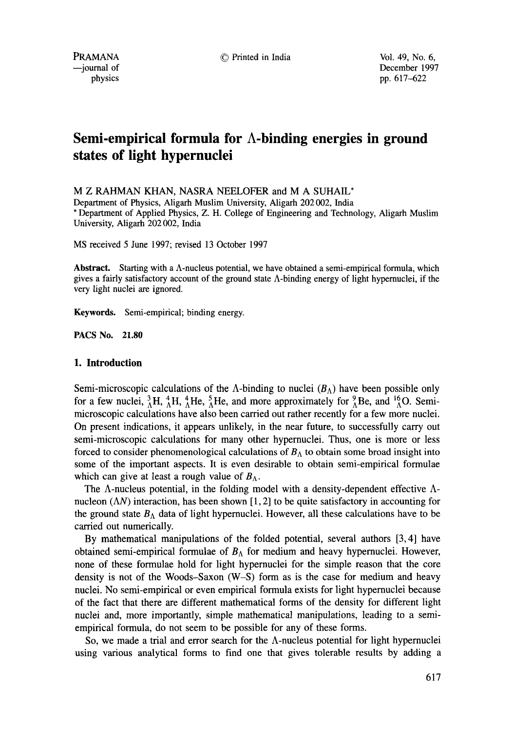# Semi-empirical formula for Λ-binding energies in ground states of light hypernuclei

M Z RAHMAN KHAN, NASRA NEELOFER and M A SUHAIL*

Department of Physics, Aligarh Muslim University, Aligarh 202 002, India

* Department of Applied Physics, Z. H. College of Engineering and Technology, Aligarh Muslim University, Aligarh 202 002, India

MS received 5 June 1997; revised 13 October 1997

**Abstract.** Starting with a Λ-nucleus potential, we have obtained a semi-empirical formula, which gives a fairly satisfactory account of the ground state Λ-binding energy of light hypernuclei, if the very light nuclei are ignored.

**Keywords.** Semi-empirical; binding energy.

**PACS No. 21.80**

## 1. Introduction

Semi-microscopic calculations of the Λ-binding to nuclei ($B_\Lambda$) have been possible only for a few nuclei, ${}^{3}_{\Lambda}\text{H}$, ${}^{4}_{\Lambda}\text{H}$, ${}^{4}_{\Lambda}\text{He}$, ${}^{5}_{\Lambda}\text{He}$, and more approximately for ${}^{9}_{\Lambda}\text{Be}$, and ${}^{16}_{\Lambda}\text{O}$. Semi-microscopic calculations have also been carried out rather recently for a few more nuclei. On present indications, it appears unlikely, in the near future, to successfully carry out semi-microscopic calculations for many other hypernuclei. Thus, one is more or less forced to consider phenomenological calculations of $B_\Lambda$ to obtain some broad insight into some of the important aspects. It is even desirable to obtain semi-empirical formulae which can give at least a rough value of $B_\Lambda$.

The Λ-nucleus potential, in the folding model with a density-dependent effective Λ-nucleon (ΛN) interaction, has been shown [1, 2] to be quite satisfactory in accounting for the ground state $B_\Lambda$ data of light hypernuclei. However, all these calculations have to be carried out numerically.

By mathematical manipulations of the folded potential, several authors [3, 4] have obtained semi-empirical formulae of $B_\Lambda$ for medium and heavy hypernuclei. However, none of these formulae hold for light hypernuclei for the simple reason that the core density is not of the Woods–Saxon (W–S) form as is the case for medium and heavy nuclei. No semi-empirical or even empirical formula exists for light hypernuclei because of the fact that there are different mathematical forms of the density for different light nuclei and, more importantly, simple mathematical manipulations, leading to a semi-empirical formula, do not seem to be possible for any of these forms.

So, we made a trial and error search for the Λ-nucleus potential for light hypernuclei using various analytical forms to find one that gives tolerable results by adding a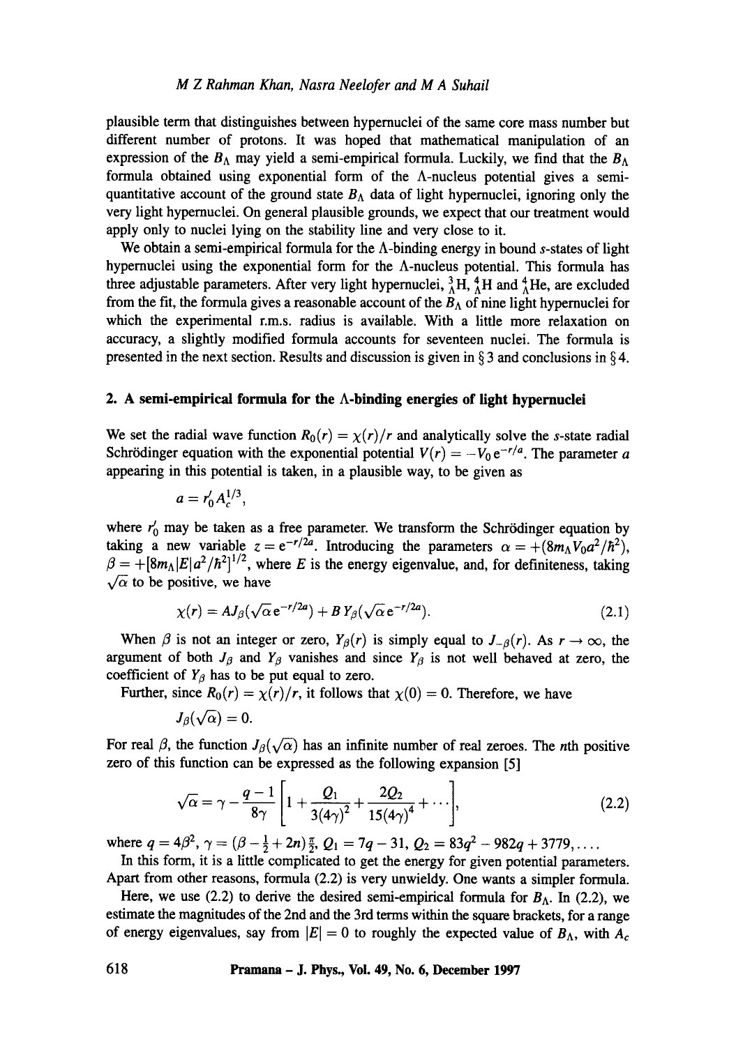plausible term that distinguishes between hypernuclei of the same core mass number but different number of protons. It was hoped that mathematical manipulation of an expression of the $B_\Lambda$ may yield a semi-empirical formula. Luckily, we find that the $B_\Lambda$ formula obtained using exponential form of the $\Lambda$-nucleus potential gives a semi-quantitative account of the ground state $B_\Lambda$ data of light hypernuclei, ignoring only the very light hypernuclei. On general plausible grounds, we expect that our treatment would apply only to nuclei lying on the stability line and very close to it.

We obtain a semi-empirical formula for the $\Lambda$-binding energy in bound $s$-states of light hypernuclei using the exponential form for the $\Lambda$-nucleus potential. This formula has three adjustable parameters. After very light hypernuclei, ${}^{3}_{\Lambda}\mathrm{H}$, ${}^{4}_{\Lambda}\mathrm{H}$ and ${}^{4}_{\Lambda}\mathrm{He}$, are excluded from the fit, the formula gives a reasonable account of the $B_\Lambda$ of nine light hypernuclei for which the experimental r.m.s. radius is available. With a little more relaxation on accuracy, a slightly modified formula accounts for seventeen nuclei. The formula is presented in the next section. Results and discussion is given in § 3 and conclusions in § 4.

## 2. A semi-empirical formula for the $\Lambda$-binding energies of light hypernuclei

We set the radial wave function $R_0(r) = \chi(r)/r$ and analytically solve the $s$-state radial Schrödinger equation with the exponential potential $V(r) = -V_0\,\mathrm{e}^{-r/a}$. The parameter $a$ appearing in this potential is taken, in a plausible way, to be given as

$$a = r_0' A_c^{1/3},$$

where $r_0'$ may be taken as a free parameter. We transform the Schrödinger equation by taking a new variable $z = \mathrm{e}^{-r/2a}$. Introducing the parameters $\alpha = +(8m_\Lambda V_0 a^2/\hbar^2)$, $\beta = +[8m_\Lambda |E| a^2/\hbar^2]^{1/2}$, where $E$ is the energy eigenvalue, and, for definiteness, taking $\sqrt{\alpha}$ to be positive, we have

$$\chi(r) = A J_\beta(\sqrt{\alpha}\,\mathrm{e}^{-r/2a}) + B\, Y_\beta(\sqrt{\alpha}\,\mathrm{e}^{-r/2a}). \tag{2.1}$$

When $\beta$ is not an integer or zero, $Y_\beta(r)$ is simply equal to $J_{-\beta}(r)$. As $r \to \infty$, the argument of both $J_\beta$ and $Y_\beta$ vanishes and since $Y_\beta$ is not well behaved at zero, the coefficient of $Y_\beta$ has to be put equal to zero.

Further, since $R_0(r) = \chi(r)/r$, it follows that $\chi(0) = 0$. Therefore, we have

$$J_\beta(\sqrt{\alpha}) = 0.$$

For real $\beta$, the function $J_\beta(\sqrt{\alpha})$ has an infinite number of real zeroes. The $n$th positive zero of this function can be expressed as the following expansion [5]

$$\sqrt{\alpha} = \gamma - \frac{q-1}{8\gamma}\left[1 + \frac{Q_1}{3(4\gamma)^2} + \frac{2Q_2}{15(4\gamma)^4} + \cdots\right], \tag{2.2}$$

where $q = 4\beta^2$, $\gamma = (\beta - \frac{1}{2} + 2n)\frac{\pi}{2}$, $Q_1 = 7q - 31$, $Q_2 = 83q^2 - 982q + 3779, \ldots$.

In this form, it is a little complicated to get the energy for given potential parameters. Apart from other reasons, formula (2.2) is very unwieldy. One wants a simpler formula.

Here, we use (2.2) to derive the desired semi-empirical formula for $B_\Lambda$. In (2.2), we estimate the magnitudes of the 2nd and the 3rd terms within the square brackets, for a range of energy eigenvalues, say from $|E| = 0$ to roughly the expected value of $B_\Lambda$, with $A_c$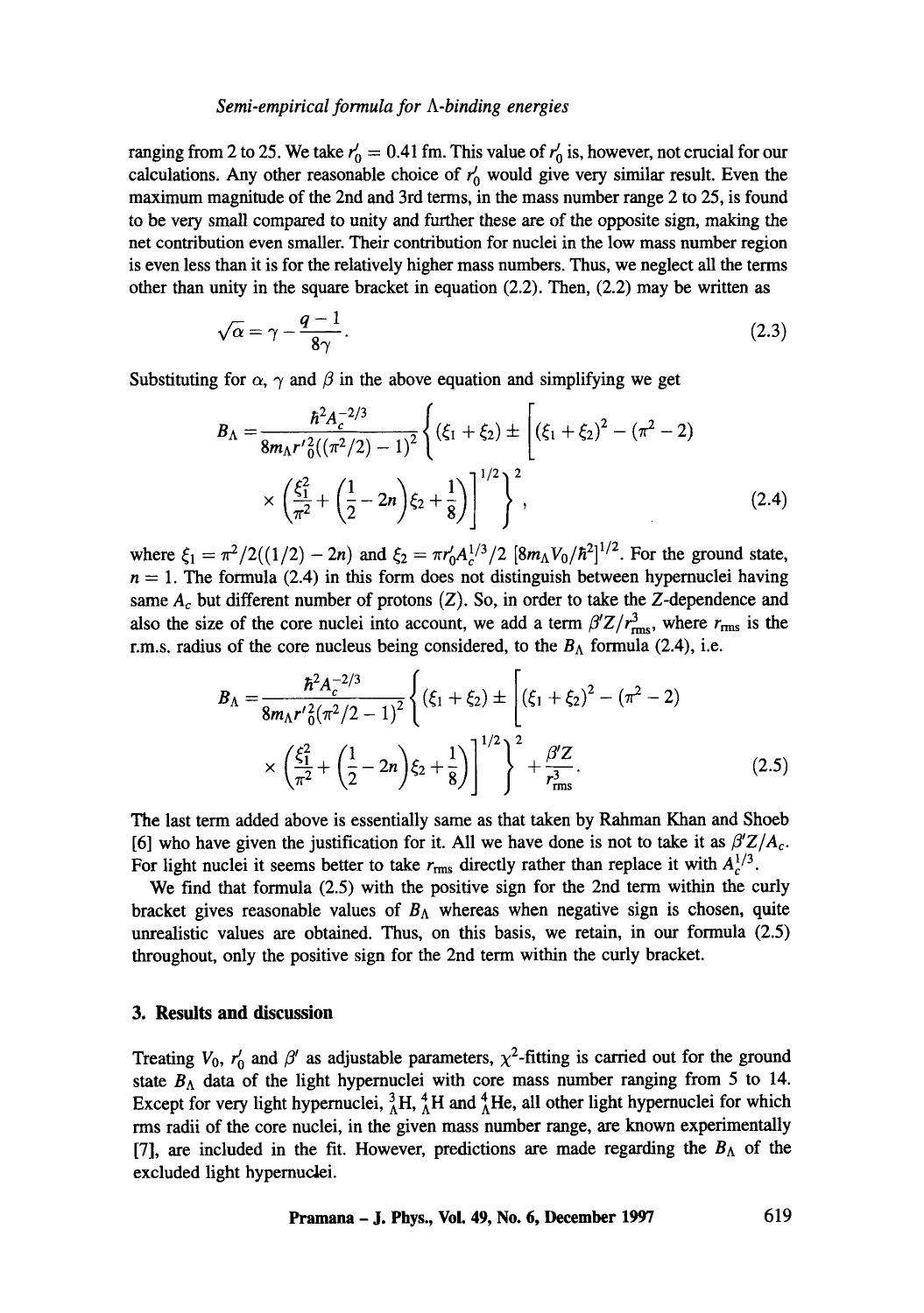ranging from 2 to 25. We take $r_0' = 0.41$ fm. This value of $r_0'$ is, however, not crucial for our calculations. Any other reasonable choice of $r_0'$ would give very similar result. Even the maximum magnitude of the 2nd and 3rd terms, in the mass number range 2 to 25, is found to be very small compared to unity and further these are of the opposite sign, making the net contribution even smaller. Their contribution for nuclei in the low mass number region is even less than it is for the relatively higher mass numbers. Thus, we neglect all the terms other than unity in the square bracket in equation (2.2). Then, (2.2) may be written as

$$\sqrt{\alpha} = \gamma - \frac{q-1}{8\gamma}. \tag{2.3}$$

Substituting for $\alpha$, $\gamma$ and $\beta$ in the above equation and simplifying we get

$$B_\Lambda = \frac{\hbar^2 A_c^{-2/3}}{8m_\Lambda r_0'^2((\pi^2/2)-1)^2}\left\{(\xi_1+\xi_2) \pm \left[(\xi_1+\xi_2)^2 - (\pi^2-2) \times \left(\frac{\xi_1^2}{\pi^2} + \left(\frac{1}{2}-2n\right)\xi_2 + \frac{1}{8}\right)\right]^{1/2}\right\}^2, \tag{2.4}$$

where $\xi_1 = \pi^2/2((1/2)-2n)$ and $\xi_2 = \pi r_0' A_c^{1/3}/2\ [8m_\Lambda V_0/\hbar^2]^{1/2}$. For the ground state, $n = 1$. The formula (2.4) in this form does not distinguish between hypernuclei having same $A_c$ but different number of protons ($Z$). So, in order to take the $Z$-dependence and also the size of the core nuclei into account, we add a term $\beta' Z/r_{\rm rms}^3$, where $r_{\rm rms}$ is the r.m.s. radius of the core nucleus being considered, to the $B_\Lambda$ formula (2.4), i.e.

$$B_\Lambda = \frac{\hbar^2 A_c^{-2/3}}{8m_\Lambda r_0'^2(\pi^2/2-1)^2}\left\{(\xi_1+\xi_2) \pm \left[(\xi_1+\xi_2)^2 - (\pi^2-2) \times \left(\frac{\xi_1^2}{\pi^2} + \left(\frac{1}{2}-2n\right)\xi_2 + \frac{1}{8}\right)\right]^{1/2}\right\}^2 + \frac{\beta' Z}{r_{\rm rms}^3}. \tag{2.5}$$

The last term added above is essentially same as that taken by Rahman Khan and Shoeb [6] who have given the justification for it. All we have done is not to take it as $\beta' Z/A_c$. For light nuclei it seems better to take $r_{\rm rms}$ directly rather than replace it with $A_c^{1/3}$.

We find that formula (2.5) with the positive sign for the 2nd term within the curly bracket gives reasonable values of $B_\Lambda$ whereas when negative sign is chosen, quite unrealistic values are obtained. Thus, on this basis, we retain, in our formula (2.5) throughout, only the positive sign for the 2nd term within the curly bracket.

## 3. Results and discussion

Treating $V_0$, $r_0'$ and $\beta'$ as adjustable parameters, $\chi^2$-fitting is carried out for the ground state $B_\Lambda$ data of the light hypernuclei with core mass number ranging from 5 to 14. Except for very light hypernuclei, ${}^3_\Lambda$H, ${}^4_\Lambda$H and ${}^4_\Lambda$He, all other light hypernuclei for which rms radii of the core nuclei, in the given mass number range, are known experimentally [7], are included in the fit. However, predictions are made regarding the $B_\Lambda$ of the excluded light hypernuclei.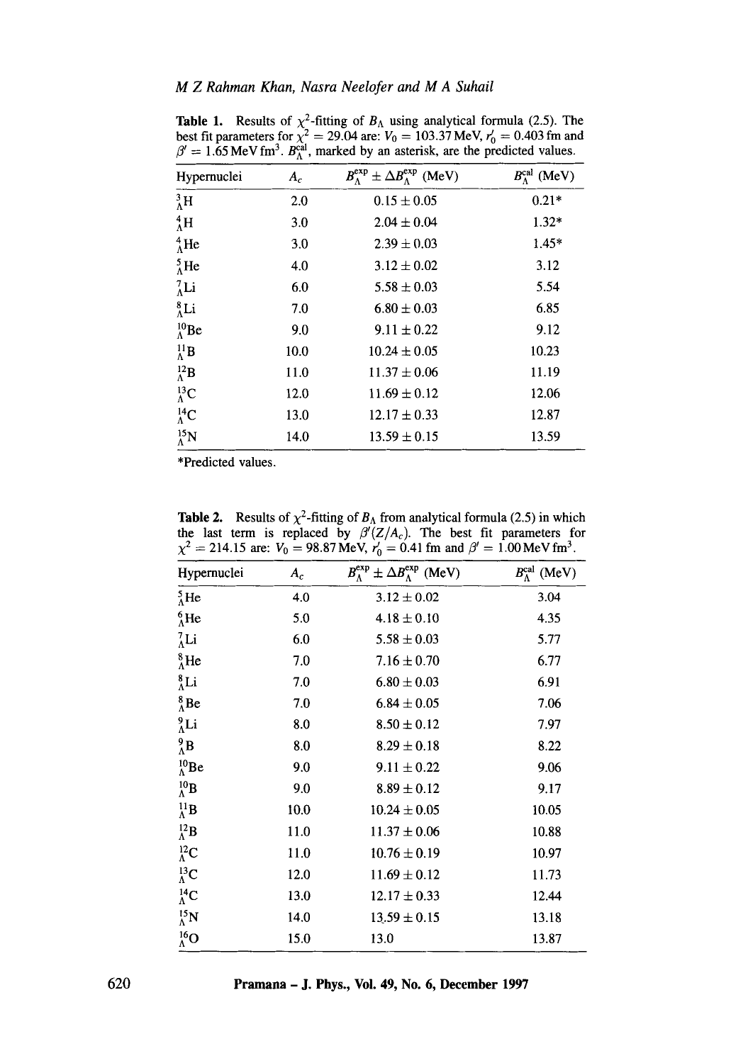**Table 1.** Results of $\chi^2$-fitting of $B_\Lambda$ using analytical formula (2.5). The best fit parameters for $\chi^2 = 29.04$ are: $V_0 = 103.37$ MeV, $r_0' = 0.403$ fm and $\beta' = 1.65$ MeV fm$^3$. $B_\Lambda^{\text{cal}}$, marked by an asterisk, are the predicted values.

| Hypernuclei | $A_c$ | $B_\Lambda^{\text{exp}} \pm \Delta B_\Lambda^{\text{exp}}$ (MeV) | $B_\Lambda^{\text{cal}}$ (MeV) |
|---|---|---|---|
| ${}^{3}_{\Lambda}\text{H}$ | 2.0 | $0.15 \pm 0.05$ | 0.21* |
| ${}^{4}_{\Lambda}\text{H}$ | 3.0 | $2.04 \pm 0.04$ | 1.32* |
| ${}^{4}_{\Lambda}\text{He}$ | 3.0 | $2.39 \pm 0.03$ | 1.45* |
| ${}^{5}_{\Lambda}\text{He}$ | 4.0 | $3.12 \pm 0.02$ | 3.12 |
| ${}^{7}_{\Lambda}\text{Li}$ | 6.0 | $5.58 \pm 0.03$ | 5.54 |
| ${}^{8}_{\Lambda}\text{Li}$ | 7.0 | $6.80 \pm 0.03$ | 6.85 |
| ${}^{10}_{\Lambda}\text{Be}$ | 9.0 | $9.11 \pm 0.22$ | 9.12 |
| ${}^{11}_{\Lambda}\text{B}$ | 10.0 | $10.24 \pm 0.05$ | 10.23 |
| ${}^{12}_{\Lambda}\text{B}$ | 11.0 | $11.37 \pm 0.06$ | 11.19 |
| ${}^{13}_{\Lambda}\text{C}$ | 12.0 | $11.69 \pm 0.12$ | 12.06 |
| ${}^{14}_{\Lambda}\text{C}$ | 13.0 | $12.17 \pm 0.33$ | 12.87 |
| ${}^{15}_{\Lambda}\text{N}$ | 14.0 | $13.59 \pm 0.15$ | 13.59 |

*Predicted values.

**Table 2.** Results of $\chi^2$-fitting of $B_\Lambda$ from analytical formula (2.5) in which the last term is replaced by $\beta'(Z/A_c)$. The best fit parameters for $\chi^2 = 214.15$ are: $V_0 = 98.87$ MeV, $r_0' = 0.41$ fm and $\beta' = 1.00$ MeV fm$^3$.

| Hypernuclei | $A_c$ | $B_\Lambda^{\text{exp}} \pm \Delta B_\Lambda^{\text{exp}}$ (MeV) | $B_\Lambda^{\text{cal}}$ (MeV) |
|---|---|---|---|
| ${}^{5}_{\Lambda}\text{He}$ | 4.0 | $3.12 \pm 0.02$ | 3.04 |
| ${}^{6}_{\Lambda}\text{He}$ | 5.0 | $4.18 \pm 0.10$ | 4.35 |
| ${}^{7}_{\Lambda}\text{Li}$ | 6.0 | $5.58 \pm 0.03$ | 5.77 |
| ${}^{8}_{\Lambda}\text{He}$ | 7.0 | $7.16 \pm 0.70$ | 6.77 |
| ${}^{8}_{\Lambda}\text{Li}$ | 7.0 | $6.80 \pm 0.03$ | 6.91 |
| ${}^{8}_{\Lambda}\text{Be}$ | 7.0 | $6.84 \pm 0.05$ | 7.06 |
| ${}^{9}_{\Lambda}\text{Li}$ | 8.0 | $8.50 \pm 0.12$ | 7.97 |
| ${}^{9}_{\Lambda}\text{B}$ | 8.0 | $8.29 \pm 0.18$ | 8.22 |
| ${}^{10}_{\Lambda}\text{Be}$ | 9.0 | $9.11 \pm 0.22$ | 9.06 |
| ${}^{10}_{\Lambda}\text{B}$ | 9.0 | $8.89 \pm 0.12$ | 9.17 |
| ${}^{11}_{\Lambda}\text{B}$ | 10.0 | $10.24 \pm 0.05$ | 10.05 |
| ${}^{12}_{\Lambda}\text{B}$ | 11.0 | $11.37 \pm 0.06$ | 10.88 |
| ${}^{12}_{\Lambda}\text{C}$ | 11.0 | $10.76 \pm 0.19$ | 10.97 |
| ${}^{13}_{\Lambda}\text{C}$ | 12.0 | $11.69 \pm 0.12$ | 11.73 |
| ${}^{14}_{\Lambda}\text{C}$ | 13.0 | $12.17 \pm 0.33$ | 12.44 |
| ${}^{15}_{\Lambda}\text{N}$ | 14.0 | $13.59 \pm 0.15$ | 13.18 |
| ${}^{16}_{\Lambda}\text{O}$ | 15.0 | 13.0 | 13.87 |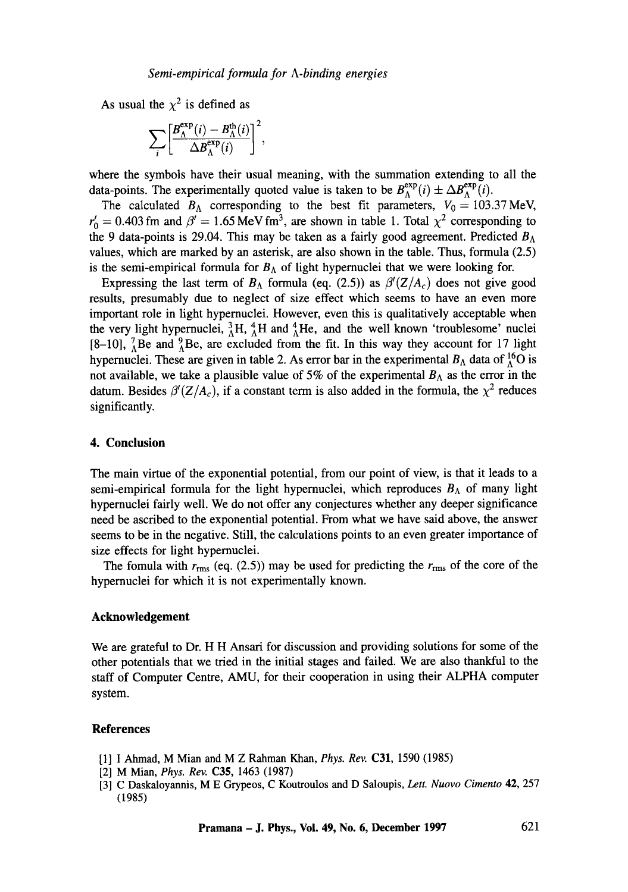As usual the $\chi^2$ is defined as

$$\sum_i \left[\frac{B_\Lambda^{\exp}(i) - B_\Lambda^{\text{th}}(i)}{\Delta B_\Lambda^{\exp}(i)}\right]^2,$$

where the symbols have their usual meaning, with the summation extending to all the data-points. The experimentally quoted value is taken to be $B_\Lambda^{\exp}(i) \pm \Delta B_\Lambda^{\exp}(i)$.

The calculated $B_\Lambda$ corresponding to the best fit parameters, $V_0 = 103.37\,\text{MeV}$, $r_0' = 0.403\,\text{fm}$ and $\beta' = 1.65\,\text{MeV}\,\text{fm}^3$, are shown in table 1. Total $\chi^2$ corresponding to the 9 data-points is 29.04. This may be taken as a fairly good agreement. Predicted $B_\Lambda$ values, which are marked by an asterisk, are also shown in the table. Thus, formula (2.5) is the semi-empirical formula for $B_\Lambda$ of light hypernuclei that we were looking for.

Expressing the last term of $B_\Lambda$ formula (eq. (2.5)) as $\beta'(Z/A_c)$ does not give good results, presumably due to neglect of size effect which seems to have an even more important role in light hypernuclei. However, even this is qualitatively acceptable when the very light hypernuclei, ${}^3_\Lambda\text{H}$, ${}^4_\Lambda\text{H}$ and ${}^4_\Lambda\text{He}$, and the well known 'troublesome' nuclei [8–10], ${}^7_\Lambda\text{Be}$ and ${}^9_\Lambda\text{Be}$, are excluded from the fit. In this way they account for 17 light hypernuclei. These are given in table 2. As error bar in the experimental $B_\Lambda$ data of ${}^{16}_\Lambda\text{O}$ is not available, we take a plausible value of 5% of the experimental $B_\Lambda$ as the error in the datum. Besides $\beta'(Z/A_c)$, if a constant term is also added in the formula, the $\chi^2$ reduces significantly.

## 4. Conclusion

The main virtue of the exponential potential, from our point of view, is that it leads to a semi-empirical formula for the light hypernuclei, which reproduces $B_\Lambda$ of many light hypernuclei fairly well. We do not offer any conjectures whether any deeper significance need be ascribed to the exponential potential. From what we have said above, the answer seems to be in the negative. Still, the calculations points to an even greater importance of size effects for light hypernuclei.

The fomula with $r_{\text{rms}}$ (eq. (2.5)) may be used for predicting the $r_{\text{rms}}$ of the core of the hypernuclei for which it is not experimentally known.

### Acknowledgement

We are grateful to Dr. H H Ansari for discussion and providing solutions for some of the other potentials that we tried in the initial stages and failed. We are also thankful to the staff of Computer Centre, AMU, for their cooperation in using their ALPHA computer system.

### References

[1] I Ahmad, M Mian and M Z Rahman Khan, *Phys. Rev.* **C31**, 1590 (1985)

[2] M Mian, *Phys. Rev.* **C35**, 1463 (1987)

[3] C Daskaloyannis, M E Grypeos, C Koutroulos and D Saloupis, *Lett. Nuovo Cimento* **42**, 257 (1985)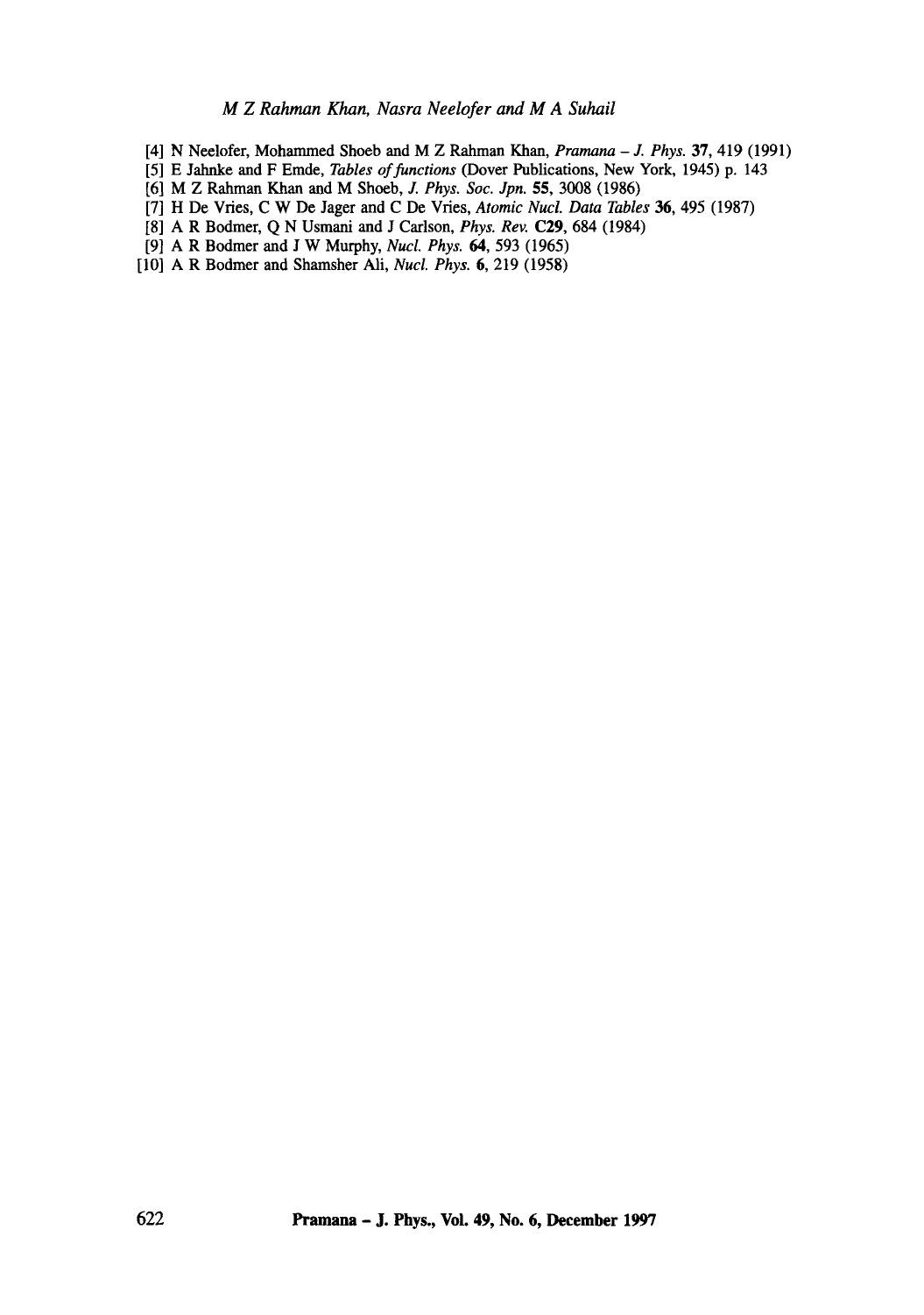[4] N Neelofer, Mohammed Shoeb and M Z Rahman Khan, *Pramana – J. Phys.* **37**, 419 (1991)
[5] E Jahnke and F Emde, *Tables of functions* (Dover Publications, New York, 1945) p. 143
[6] M Z Rahman Khan and M Shoeb, *J. Phys. Soc. Jpn.* **55**, 3008 (1986)
[7] H De Vries, C W De Jager and C De Vries, *Atomic Nucl. Data Tables* **36**, 495 (1987)
[8] A R Bodmer, Q N Usmani and J Carlson, *Phys. Rev.* **C29**, 684 (1984)
[9] A R Bodmer and J W Murphy, *Nucl. Phys.* **64**, 593 (1965)
[10] A R Bodmer and Shamsher Ali, *Nucl. Phys.* **6**, 219 (1958)